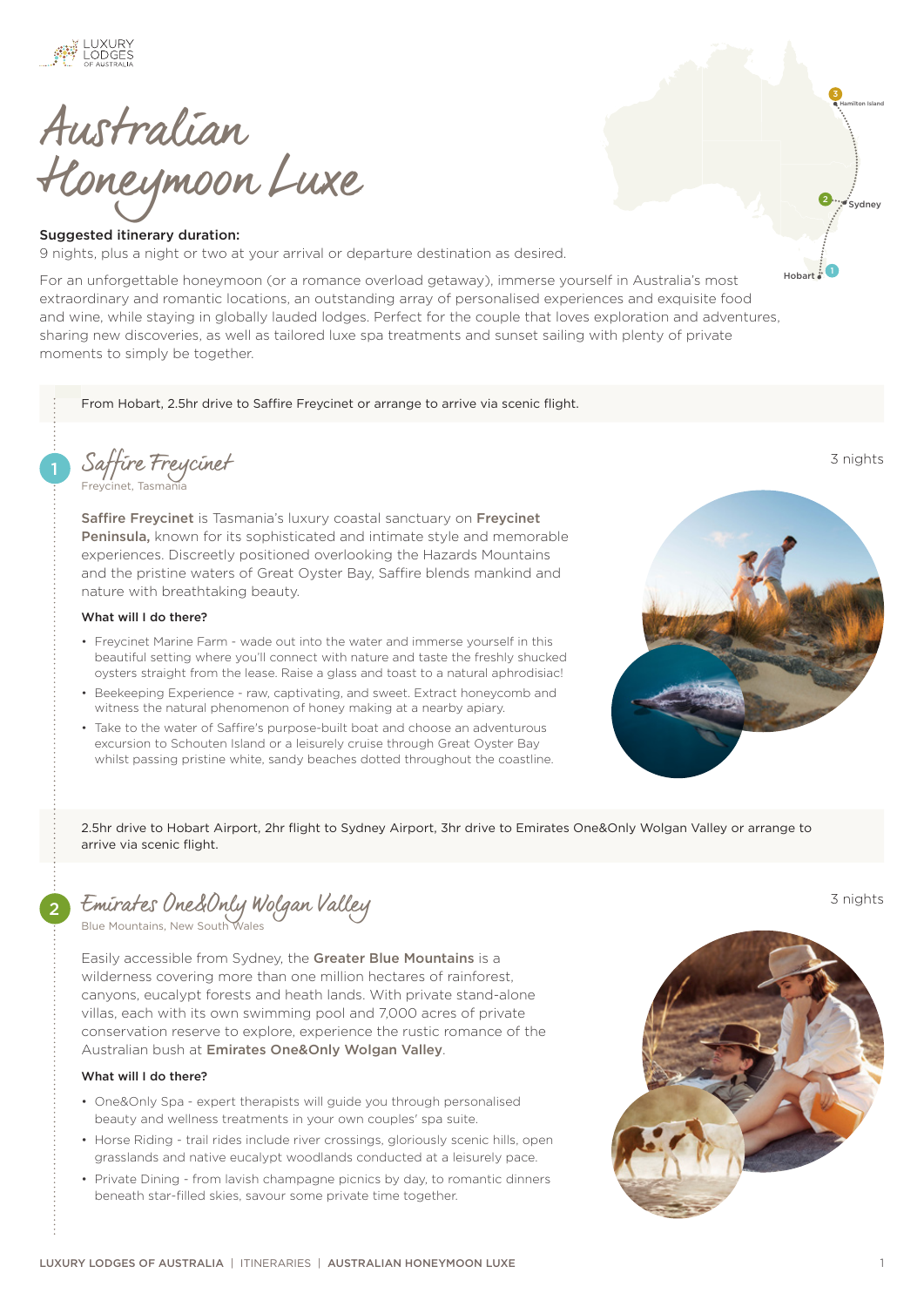# Australian Honeymoon Luxe

**Suggested itinerary duration:**
9 nights, plus a night or two at your arrival or departure destination as desired.

For an unforgettable honeymoon (or a romance overload getaway), immerse yourself in Australia's most extraordinary and romantic locations, an outstanding array of personalised experiences and exquisite food and wine, while staying in globally lauded lodges. Perfect for the couple that loves exploration and adventures, sharing new discoveries, as well as tailored luxe spa treatments and sunset sailing with plenty of private moments to simply be together.

From Hobart, 2.5hr drive to Saffire Freycinet or arrange to arrive via scenic flight.

## 1 Saffire Freycinet

Freycinet, Tasmania

3 nights

**Saffire Freycinet** is Tasmania's luxury coastal sanctuary on **Freycinet Peninsula,** known for its sophisticated and intimate style and memorable experiences. Discreetly positioned overlooking the Hazards Mountains and the pristine waters of Great Oyster Bay, Saffire blends mankind and nature with breathtaking beauty.

### What will I do there?

- Freycinet Marine Farm - wade out into the water and immerse yourself in this beautiful setting where you'll connect with nature and taste the freshly shucked oysters straight from the lease. Raise a glass and toast to a natural aphrodisiac!
- Beekeeping Experience - raw, captivating, and sweet. Extract honeycomb and witness the natural phenomenon of honey making at a nearby apiary.
- Take to the water of Saffire's purpose-built boat and choose an adventurous excursion to Schouten Island or a leisurely cruise through Great Oyster Bay whilst passing pristine white, sandy beaches dotted throughout the coastline.

2.5hr drive to Hobart Airport, 2hr flight to Sydney Airport, 3hr drive to Emirates One&Only Wolgan Valley or arrange to arrive via scenic flight.

## 2 Emirates One&Only Wolgan Valley

Blue Mountains, New South Wales

3 nights

Easily accessible from Sydney, the **Greater Blue Mountains** is a wilderness covering more than one million hectares of rainforest, canyons, eucalypt forests and heath lands. With private stand-alone villas, each with its own swimming pool and 7,000 acres of private conservation reserve to explore, experience the rustic romance of the Australian bush at **Emirates One&Only Wolgan Valley**.

### What will I do there?

- One&Only Spa - expert therapists will guide you through personalised beauty and wellness treatments in your own couples' spa suite.
- Horse Riding - trail rides include river crossings, gloriously scenic hills, open grasslands and native eucalypt woodlands conducted at a leisurely pace.
- Private Dining - from lavish champagne picnics by day, to romantic dinners beneath star-filled skies, savour some private time together.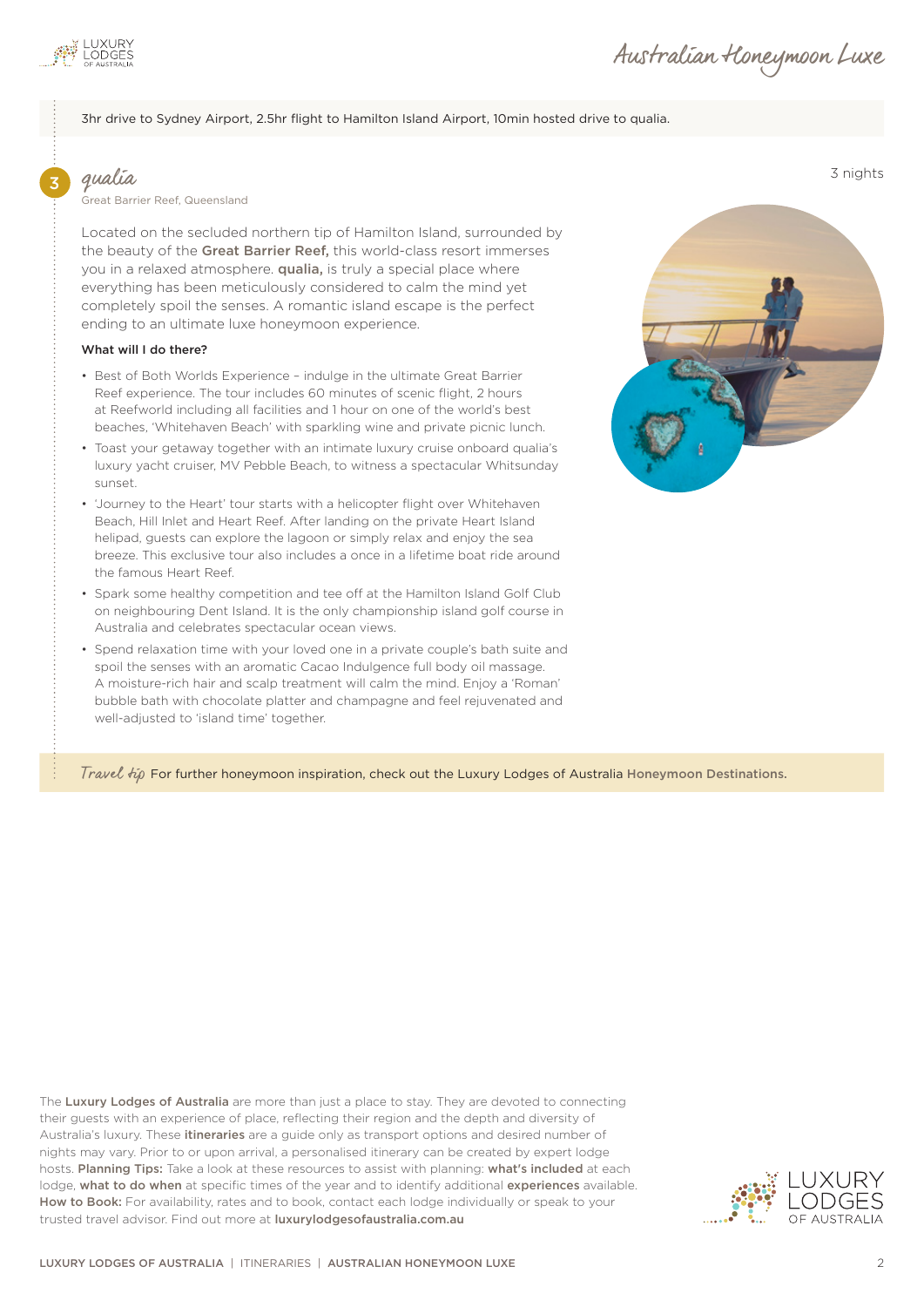3hr drive to Sydney Airport, 2.5hr flight to Hamilton Island Airport, 10min hosted drive to qualia.

## 3 qualia

Great Barrier Reef, Queensland

3 nights

Located on the secluded northern tip of Hamilton Island, surrounded by the beauty of the **Great Barrier Reef,** this world-class resort immerses you in a relaxed atmosphere. **qualia,** is truly a special place where everything has been meticulously considered to calm the mind yet completely spoil the senses. A romantic island escape is the perfect ending to an ultimate luxe honeymoon experience.

**What will I do there?**

- Best of Both Worlds Experience – indulge in the ultimate Great Barrier Reef experience. The tour includes 60 minutes of scenic flight, 2 hours at Reefworld including all facilities and 1 hour on one of the world's best beaches, 'Whitehaven Beach' with sparkling wine and private picnic lunch.
- Toast your getaway together with an intimate luxury cruise onboard qualia's luxury yacht cruiser, MV Pebble Beach, to witness a spectacular Whitsunday sunset.
- 'Journey to the Heart' tour starts with a helicopter flight over Whitehaven Beach, Hill Inlet and Heart Reef. After landing on the private Heart Island helipad, guests can explore the lagoon or simply relax and enjoy the sea breeze. This exclusive tour also includes a once in a lifetime boat ride around the famous Heart Reef.
- Spark some healthy competition and tee off at the Hamilton Island Golf Club on neighbouring Dent Island. It is the only championship island golf course in Australia and celebrates spectacular ocean views.
- Spend relaxation time with your loved one in a private couple's bath suite and spoil the senses with an aromatic Cacao Indulgence full body oil massage. A moisture-rich hair and scalp treatment will calm the mind. Enjoy a 'Roman' bubble bath with chocolate platter and champagne and feel rejuvenated and well-adjusted to 'island time' together.

*Travel tip* For further honeymoon inspiration, check out the Luxury Lodges of Australia **Honeymoon Destinations.**

The **Luxury Lodges of Australia** are more than just a place to stay. They are devoted to connecting their guests with an experience of place, reflecting their region and the depth and diversity of Australia's luxury. These **itineraries** are a guide only as transport options and desired number of nights may vary. Prior to or upon arrival, a personalised itinerary can be created by expert lodge hosts. **Planning Tips:** Take a look at these resources to assist with planning: **what's included** at each lodge, **what to do when** at specific times of the year and to identify additional **experiences** available. **How to Book:** For availability, rates and to book, contact each lodge individually or speak to your trusted travel advisor. Find out more at **luxurylodgesofaustralia.com.au**